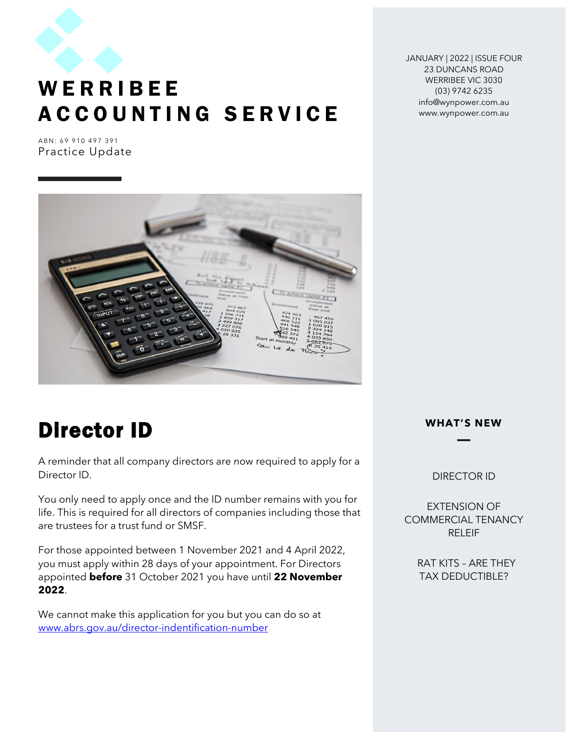# WERRIBEE ACCOUNTING SERVICE

ABN: 69 910 497 391

Practice Update

JANUARY | 2022 | ISSUE FOUR
23 DUNCANS ROAD
WERRIBEE VIC 3030
(03) 9742 6235
info@wynpower.com.au
www.wynpower.com.au

**WHAT'S NEW**

- DIRECTOR ID
- EXTENSION OF COMMERCIAL TENANCY RELEIF
- RAT KITS – ARE THEY TAX DEDUCTIBLE?

## Director ID

A reminder that all company directors are now required to apply for a Director ID.

You only need to apply once and the ID number remains with you for life. This is required for all directors of companies including those that are trustees for a trust fund or SMSF.

For those appointed between 1 November 2021 and 4 April 2022, you must apply within 28 days of your appointment. For Directors appointed **before** 31 October 2021 you have until **22 November 2022**.

We cannot make this application for you but you can do so at [www.abrs.gov.au/director-indentification-number](www.abrs.gov.au/director-indentification-number)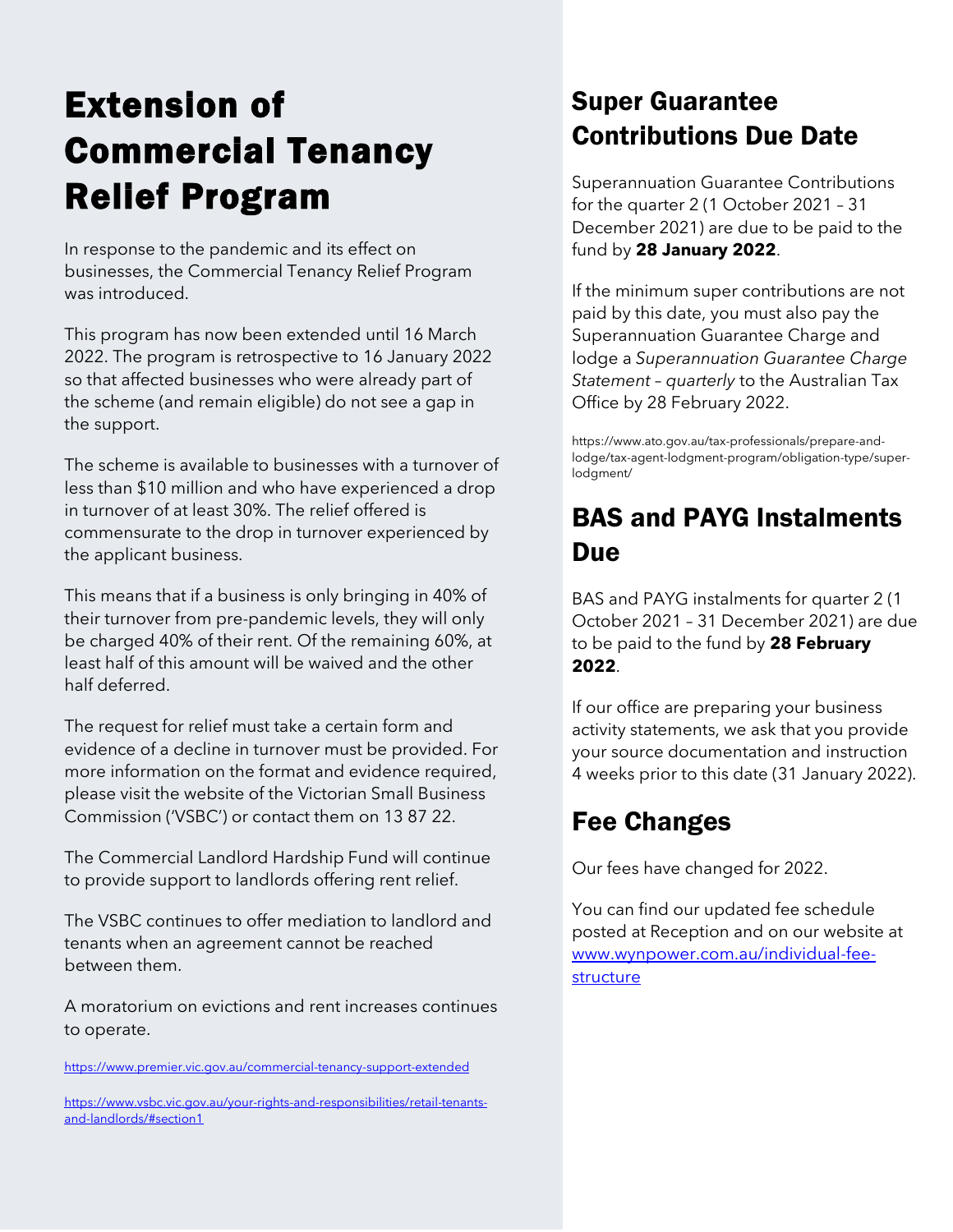# Extension of Commercial Tenancy Relief Program

In response to the pandemic and its effect on businesses, the Commercial Tenancy Relief Program was introduced.

This program has now been extended until 16 March 2022. The program is retrospective to 16 January 2022 so that affected businesses who were already part of the scheme (and remain eligible) do not see a gap in the support.

The scheme is available to businesses with a turnover of less than $10 million and who have experienced a drop in turnover of at least 30%. The relief offered is commensurate to the drop in turnover experienced by the applicant business.

This means that if a business is only bringing in 40% of their turnover from pre-pandemic levels, they will only be charged 40% of their rent. Of the remaining 60%, at least half of this amount will be waived and the other half deferred.

The request for relief must take a certain form and evidence of a decline in turnover must be provided. For more information on the format and evidence required, please visit the website of the Victorian Small Business Commission ('VSBC') or contact them on 13 87 22.

The Commercial Landlord Hardship Fund will continue to provide support to landlords offering rent relief.

The VSBC continues to offer mediation to landlord and tenants when an agreement cannot be reached between them.

A moratorium on evictions and rent increases continues to operate.

https://www.premier.vic.gov.au/commercial-tenancy-support-extended

https://www.vsbc.vic.gov.au/your-rights-and-responsibilities/retail-tenants-and-landlords/#section1

## Super Guarantee Contributions Due Date

Superannuation Guarantee Contributions for the quarter 2 (1 October 2021 – 31 December 2021) are due to be paid to the fund by **28 January 2022**.

If the minimum super contributions are not paid by this date, you must also pay the Superannuation Guarantee Charge and lodge a *Superannuation Guarantee Charge Statement – quarterly* to the Australian Tax Office by 28 February 2022.

https://www.ato.gov.au/tax-professionals/prepare-and-lodge/tax-agent-lodgment-program/obligation-type/super-lodgment/

## BAS and PAYG Instalments Due

BAS and PAYG instalments for quarter 2 (1 October 2021 – 31 December 2021) are due to be paid to the fund by **28 February 2022**.

If our office are preparing your business activity statements, we ask that you provide your source documentation and instruction 4 weeks prior to this date (31 January 2022).

## Fee Changes

Our fees have changed for 2022.

You can find our updated fee schedule posted at Reception and on our website at www.wynpower.com.au/individual-fee-structure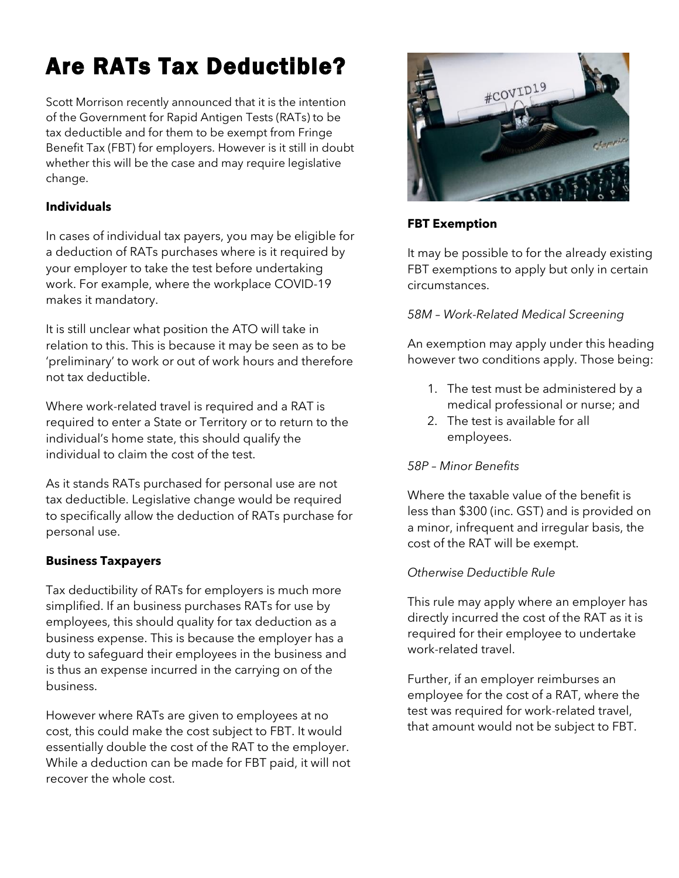# Are RATs Tax Deductible?

Scott Morrison recently announced that it is the intention of the Government for Rapid Antigen Tests (RATs) to be tax deductible and for them to be exempt from Fringe Benefit Tax (FBT) for employers. However is it still in doubt whether this will be the case and may require legislative change.

**Individuals**

In cases of individual tax payers, you may be eligible for a deduction of RATs purchases where is it required by your employer to take the test before undertaking work. For example, where the workplace COVID-19 makes it mandatory.

It is still unclear what position the ATO will take in relation to this. This is because it may be seen as to be 'preliminary' to work or out of work hours and therefore not tax deductible.

Where work-related travel is required and a RAT is required to enter a State or Territory or to return to the individual's home state, this should qualify the individual to claim the cost of the test.

As it stands RATs purchased for personal use are not tax deductible. Legislative change would be required to specifically allow the deduction of RATs purchase for personal use.

**Business Taxpayers**

Tax deductibility of RATs for employers is much more simplified. If an business purchases RATs for use by employees, this should quality for tax deduction as a business expense. This is because the employer has a duty to safeguard their employees in the business and is thus an expense incurred in the carrying on of the business.

However where RATs are given to employees at no cost, this could make the cost subject to FBT. It would essentially double the cost of the RAT to the employer. While a deduction can be made for FBT paid, it will not recover the whole cost.

**FBT Exemption**

It may be possible to for the already existing FBT exemptions to apply but only in certain circumstances.

*58M – Work-Related Medical Screening*

An exemption may apply under this heading however two conditions apply. Those being:

1. The test must be administered by a medical professional or nurse; and
2. The test is available for all employees.

*58P – Minor Benefits*

Where the taxable value of the benefit is less than $300 (inc. GST) and is provided on a minor, infrequent and irregular basis, the cost of the RAT will be exempt.

*Otherwise Deductible Rule*

This rule may apply where an employer has directly incurred the cost of the RAT as it is required for their employee to undertake work-related travel.

Further, if an employer reimburses an employee for the cost of a RAT, where the test was required for work-related travel, that amount would not be subject to FBT.